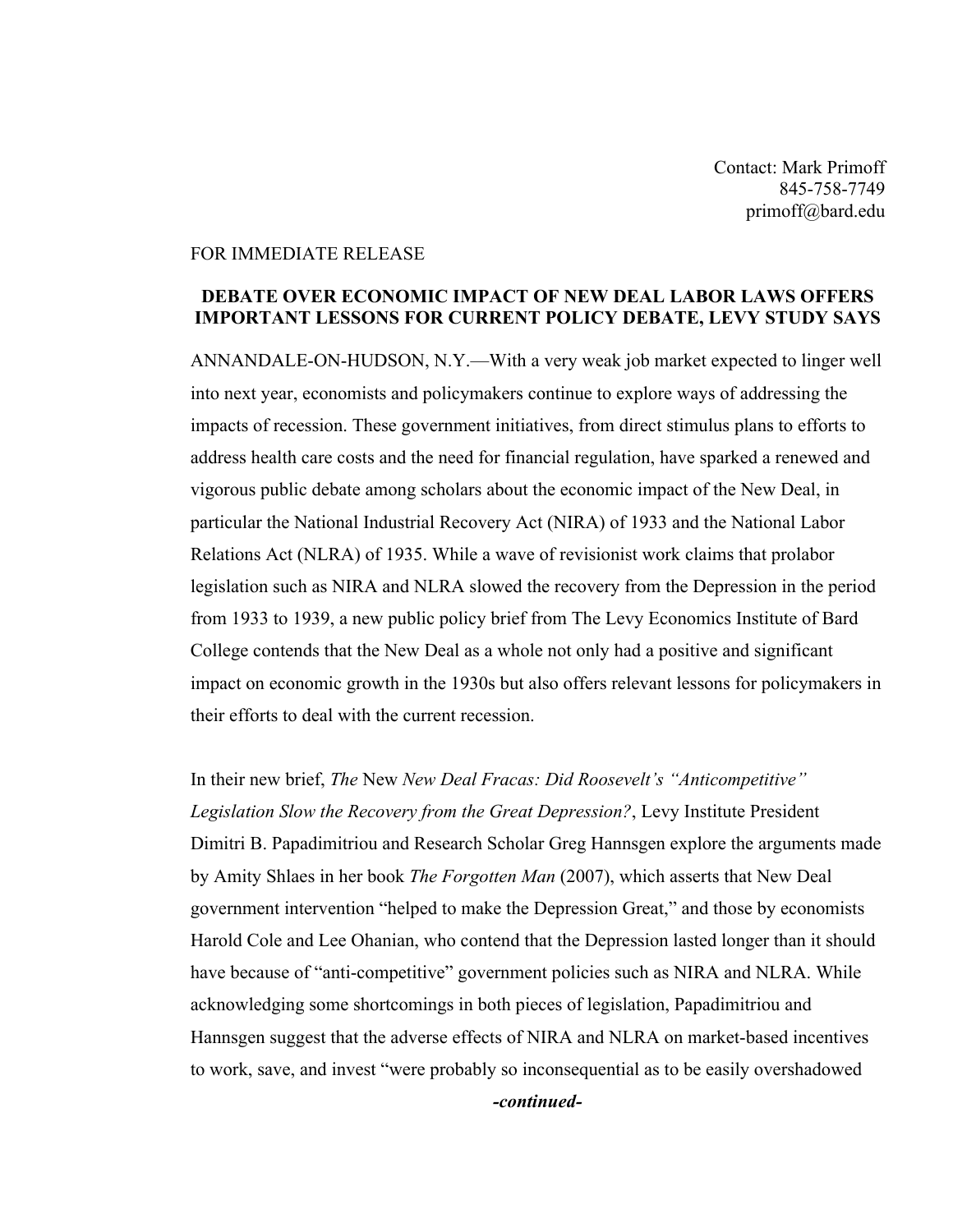Contact: Mark Primoff
845-758-7749
primoff@bard.edu

FOR IMMEDIATE RELEASE

**DEBATE OVER ECONOMIC IMPACT OF NEW DEAL LABOR LAWS OFFERS IMPORTANT LESSONS FOR CURRENT POLICY DEBATE, LEVY STUDY SAYS**

ANNANDALE-ON-HUDSON, N.Y.—With a very weak job market expected to linger well into next year, economists and policymakers continue to explore ways of addressing the impacts of recession. These government initiatives, from direct stimulus plans to efforts to address health care costs and the need for financial regulation, have sparked a renewed and vigorous public debate among scholars about the economic impact of the New Deal, in particular the National Industrial Recovery Act (NIRA) of 1933 and the National Labor Relations Act (NLRA) of 1935. While a wave of revisionist work claims that prolabor legislation such as NIRA and NLRA slowed the recovery from the Depression in the period from 1933 to 1939, a new public policy brief from The Levy Economics Institute of Bard College contends that the New Deal as a whole not only had a positive and significant impact on economic growth in the 1930s but also offers relevant lessons for policymakers in their efforts to deal with the current recession.

In their new brief, *The* New *New Deal Fracas: Did Roosevelt's "Anticompetitive" Legislation Slow the Recovery from the Great Depression?*, Levy Institute President Dimitri B. Papadimitriou and Research Scholar Greg Hannsgen explore the arguments made by Amity Shlaes in her book *The Forgotten Man* (2007), which asserts that New Deal government intervention "helped to make the Depression Great," and those by economists Harold Cole and Lee Ohanian, who contend that the Depression lasted longer than it should have because of "anti-competitive" government policies such as NIRA and NLRA. While acknowledging some shortcomings in both pieces of legislation, Papadimitriou and Hannsgen suggest that the adverse effects of NIRA and NLRA on market-based incentives to work, save, and invest "were probably so inconsequential as to be easily overshadowed

***-continued-***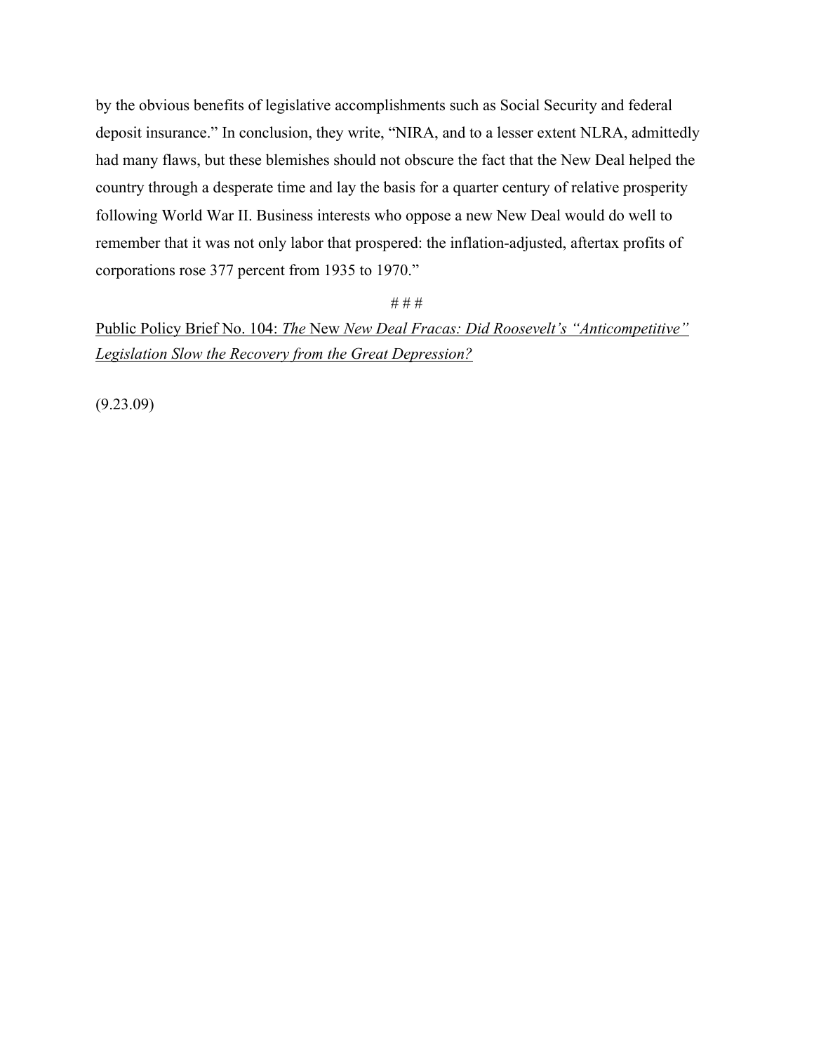by the obvious benefits of legislative accomplishments such as Social Security and federal deposit insurance." In conclusion, they write, "NIRA, and to a lesser extent NLRA, admittedly had many flaws, but these blemishes should not obscure the fact that the New Deal helped the country through a desperate time and lay the basis for a quarter century of relative prosperity following World War II. Business interests who oppose a new New Deal would do well to remember that it was not only labor that prospered: the inflation-adjusted, aftertax profits of corporations rose 377 percent from 1935 to 1970."

# # #

Public Policy Brief No. 104: *The* New *New Deal Fracas: Did Roosevelt's "Anticompetitive" Legislation Slow the Recovery from the Great Depression?*

(9.23.09)